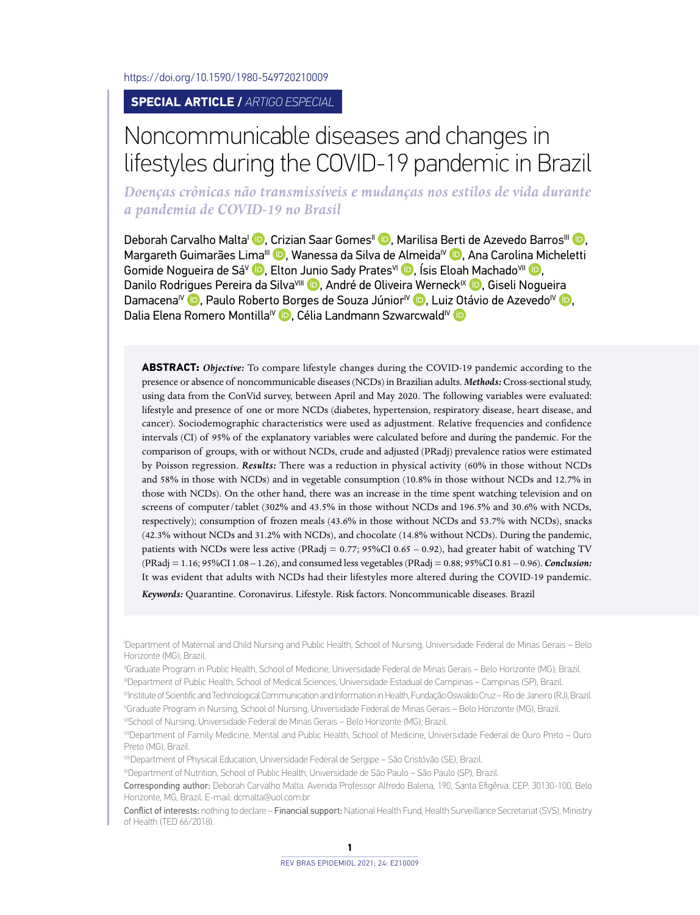https://doi.org/10.1590/1980-549720210009

**SPECIAL ARTICLE /** *ARTIGO ESPECIAL*

# Noncommunicable diseases and changes in lifestyles during the COVID-19 pandemic in Brazil

## *Doenças crônicas não transmissíveis e mudanças nos estilos de vida durante a pandemia de COVID-19 no Brasil*

Deborah Carvalho Malta[I], Crizian Saar Gomes[II], Marilisa Berti de Azevedo Barros[III], Margareth Guimarães Lima[III], Wanessa da Silva de Almeida[IV], Ana Carolina Micheletti Gomide Nogueira de Sá[V], Elton Junio Sady Prates[VI], Ísis Eloah Machado[VII], Danilo Rodrigues Pereira da Silva[VIII], André de Oliveira Werneck[IX], Giseli Nogueira Damacena[IV], Paulo Roberto Borges de Souza Júnior[IV], Luiz Otávio de Azevedo[IV], Dalia Elena Romero Montilla[IV], Célia Landmann Szwarcwald[IV]

**ABSTRACT:** ***Objective:*** To compare lifestyle changes during the COVID-19 pandemic according to the presence or absence of noncommunicable diseases (NCDs) in Brazilian adults. ***Methods:*** Cross-sectional study, using data from the ConVid survey, between April and May 2020. The following variables were evaluated: lifestyle and presence of one or more NCDs (diabetes, hypertension, respiratory disease, heart disease, and cancer). Sociodemographic characteristics were used as adjustment. Relative frequencies and confidence intervals (CI) of 95% of the explanatory variables were calculated before and during the pandemic. For the comparison of groups, with or without NCDs, crude and adjusted (PRadj) prevalence ratios were estimated by Poisson regression. ***Results:*** There was a reduction in physical activity (60% in those without NCDs and 58% in those with NCDs) and in vegetable consumption (10.8% in those without NCDs and 12.7% in those with NCDs). On the other hand, there was an increase in the time spent watching television and on screens of computer/tablet (302% and 43.5% in those without NCDs and 196.5% and 30.6% with NCDs, respectively); consumption of frozen meals (43.6% in those without NCDs and 53.7% with NCDs), snacks (42.3% without NCDs and 31.2% with NCDs), and chocolate (14.8% without NCDs). During the pandemic, patients with NCDs were less active (PRadj = 0.77; 95%CI 0.65 – 0.92), had greater habit of watching TV (PRadj = 1.16; 95%CI 1.08 – 1.26), and consumed less vegetables (PRadj = 0.88; 95%CI 0.81 – 0.96). ***Conclusion:*** It was evident that adults with NCDs had their lifestyles more altered during the COVID-19 pandemic.

***Keywords:*** Quarantine. Coronavirus. Lifestyle. Risk factors. Noncommunicable diseases. Brazil

[I]Department of Maternal and Child Nursing and Public Health, School of Nursing, Universidade Federal de Minas Gerais – Belo Horizonte (MG), Brazil.

[II]Graduate Program in Public Health, School of Medicine, Universidade Federal de Minas Gerais – Belo Horizonte (MG), Brazil.

[III]Department of Public Health, School of Medical Sciences, Universidade Estadual de Campinas – Campinas (SP), Brazil.

[IV]Institute of Scientific and Technological Communication and Information in Health, Fundação Oswaldo Cruz – Rio de Janeiro (RJ), Brazil.

[V]Graduate Program in Nursing, School of Nursing, Universidade Federal de Minas Gerais – Belo Horizonte (MG), Brazil.

[VI]School of Nursing, Universidade Federal de Minas Gerais – Belo Horizonte (MG), Brazil.

[VII]Department of Family Medicine, Mental and Public Health, School of Medicine, Universidade Federal de Ouro Preto – Ouro Preto (MG), Brazil.

[VIII]Department of Physical Education, Universidade Federal de Sergipe – São Cristóvão (SE), Brazil.

[IX]Department of Nutrition, School of Public Health, Universidade de São Paulo – São Paulo (SP), Brazil.

Corresponding author: Deborah Carvalho Malta. Avenida Professor Alfredo Balena, 190, Santa Efigênia, CEP: 30130-100, Belo Horizonte, MG, Brazil. E-mail: dcmalta@uol.com.br

Conflict of interests: nothing to declare – Financial support: National Health Fund, Health Surveillance Secretariat (SVS), Ministry of Health (TED 66/2018).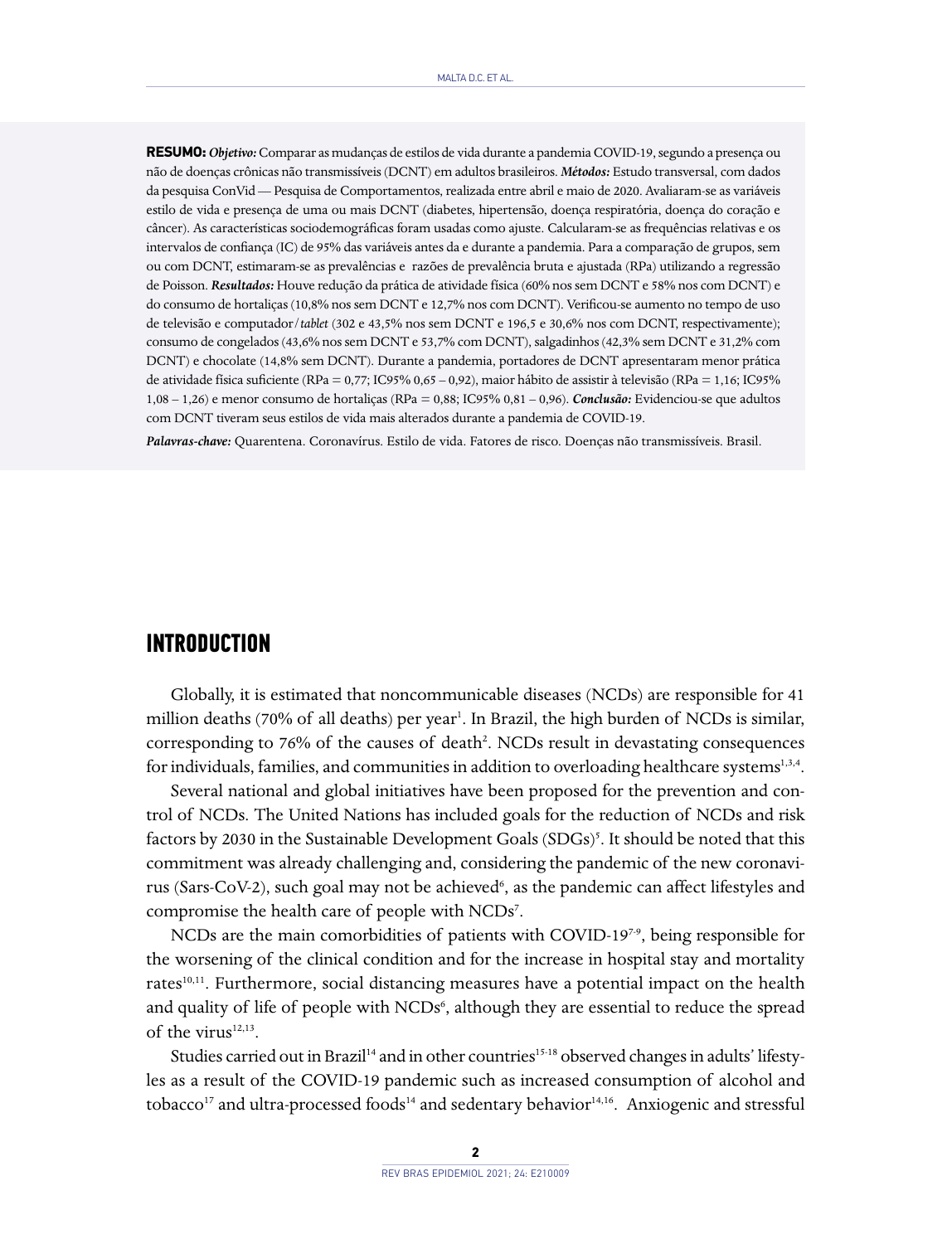**RESUMO:** ***Objetivo:*** Comparar as mudanças de estilos de vida durante a pandemia COVID-19, segundo a presença ou não de doenças crônicas não transmissíveis (DCNT) em adultos brasileiros. ***Métodos:*** Estudo transversal, com dados da pesquisa ConVid — Pesquisa de Comportamentos, realizada entre abril e maio de 2020. Avaliaram-se as variáveis estilo de vida e presença de uma ou mais DCNT (diabetes, hipertensão, doença respiratória, doença do coração e câncer). As características sociodemográficas foram usadas como ajuste. Calcularam-se as frequências relativas e os intervalos de confiança (IC) de 95% das variáveis antes da e durante a pandemia. Para a comparação de grupos, sem ou com DCNT, estimaram-se as prevalências e razões de prevalência bruta e ajustada (RPa) utilizando a regressão de Poisson. ***Resultados:*** Houve redução da prática de atividade física (60% nos sem DCNT e 58% nos com DCNT) e do consumo de hortaliças (10,8% nos sem DCNT e 12,7% nos com DCNT). Verificou-se aumento no tempo de uso de televisão e computador/*tablet* (302 e 43,5% nos sem DCNT e 196,5 e 30,6% nos com DCNT, respectivamente); consumo de congelados (43,6% nos sem DCNT e 53,7% com DCNT), salgadinhos (42,3% sem DCNT e 31,2% com DCNT) e chocolate (14,8% sem DCNT). Durante a pandemia, portadores de DCNT apresentaram menor prática de atividade física suficiente (RPa = 0,77; IC95% 0,65 – 0,92), maior hábito de assistir à televisão (RPa = 1,16; IC95% 1,08 – 1,26) e menor consumo de hortaliças (RPa = 0,88; IC95% 0,81 – 0,96). ***Conclusão:*** Evidenciou-se que adultos com DCNT tiveram seus estilos de vida mais alterados durante a pandemia de COVID-19.

***Palavras-chave:*** Quarentena. Coronavírus. Estilo de vida. Fatores de risco. Doenças não transmissíveis. Brasil.

# INTRODUCTION

Globally, it is estimated that noncommunicable diseases (NCDs) are responsible for 41 million deaths (70% of all deaths) per year[1]. In Brazil, the high burden of NCDs is similar, corresponding to 76% of the causes of death[2]. NCDs result in devastating consequences for individuals, families, and communities in addition to overloading healthcare systems[1,3,4].

Several national and global initiatives have been proposed for the prevention and control of NCDs. The United Nations has included goals for the reduction of NCDs and risk factors by 2030 in the Sustainable Development Goals (SDGs)[5]. It should be noted that this commitment was already challenging and, considering the pandemic of the new coronavirus (Sars-CoV-2), such goal may not be achieved[6], as the pandemic can affect lifestyles and compromise the health care of people with NCDs[7].

NCDs are the main comorbidities of patients with COVID-19[7-9], being responsible for the worsening of the clinical condition and for the increase in hospital stay and mortality rates[10,11]. Furthermore, social distancing measures have a potential impact on the health and quality of life of people with NCDs[6], although they are essential to reduce the spread of the virus[12,13].

Studies carried out in Brazil[14] and in other countries[15-18] observed changes in adults' lifestyles as a result of the COVID-19 pandemic such as increased consumption of alcohol and tobacco[17] and ultra-processed foods[14] and sedentary behavior[14,16]. Anxiogenic and stressful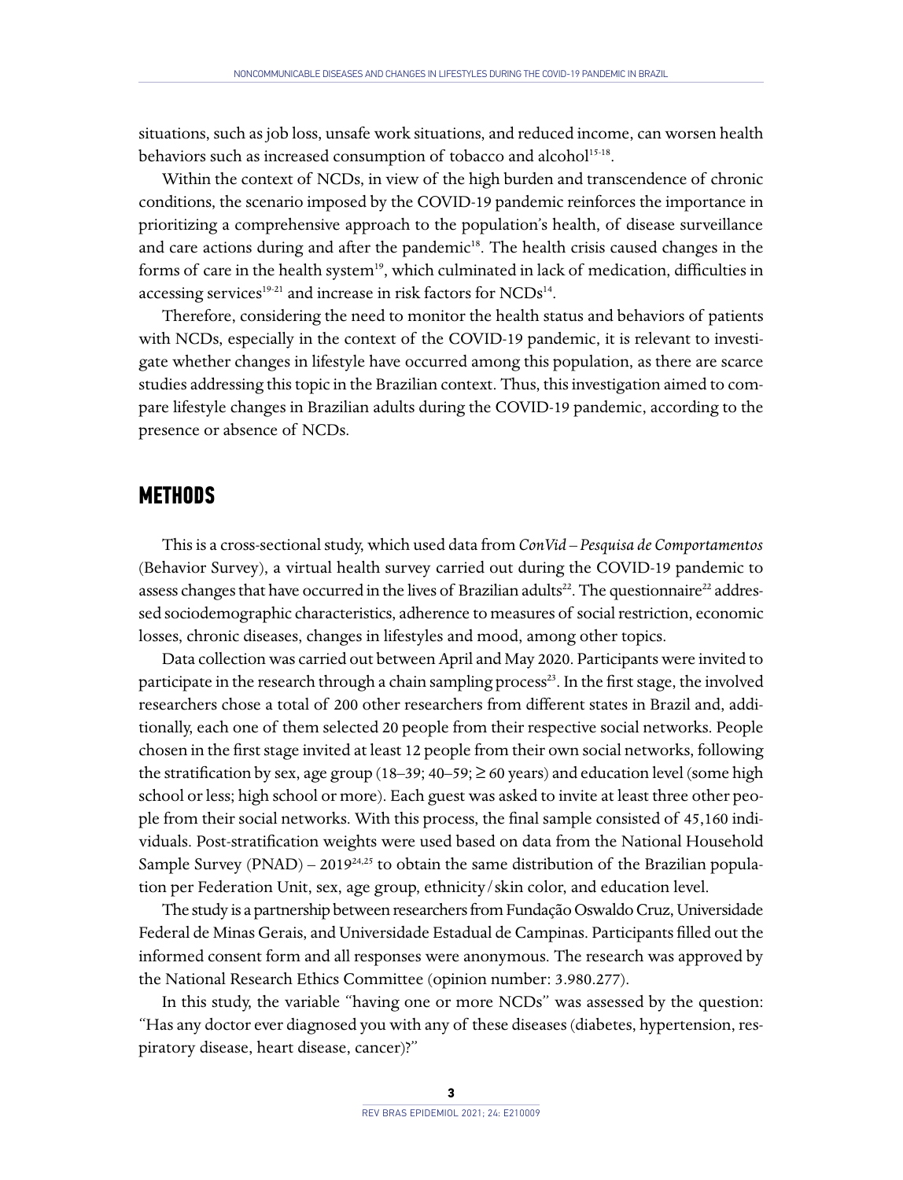situations, such as job loss, unsafe work situations, and reduced income, can worsen health behaviors such as increased consumption of tobacco and alcohol[15-18].

Within the context of NCDs, in view of the high burden and transcendence of chronic conditions, the scenario imposed by the COVID-19 pandemic reinforces the importance in prioritizing a comprehensive approach to the population's health, of disease surveillance and care actions during and after the pandemic[18]. The health crisis caused changes in the forms of care in the health system[19], which culminated in lack of medication, difficulties in accessing services[19-21] and increase in risk factors for NCDs[14].

Therefore, considering the need to monitor the health status and behaviors of patients with NCDs, especially in the context of the COVID-19 pandemic, it is relevant to investigate whether changes in lifestyle have occurred among this population, as there are scarce studies addressing this topic in the Brazilian context. Thus, this investigation aimed to compare lifestyle changes in Brazilian adults during the COVID-19 pandemic, according to the presence or absence of NCDs.

## METHODS

This is a cross-sectional study, which used data from *ConVid – Pesquisa de Comportamentos* (Behavior Survey), a virtual health survey carried out during the COVID-19 pandemic to assess changes that have occurred in the lives of Brazilian adults[22]. The questionnaire[22] addressed sociodemographic characteristics, adherence to measures of social restriction, economic losses, chronic diseases, changes in lifestyles and mood, among other topics.

Data collection was carried out between April and May 2020. Participants were invited to participate in the research through a chain sampling process[23]. In the first stage, the involved researchers chose a total of 200 other researchers from different states in Brazil and, additionally, each one of them selected 20 people from their respective social networks. People chosen in the first stage invited at least 12 people from their own social networks, following the stratification by sex, age group (18–39; 40–59; ≥ 60 years) and education level (some high school or less; high school or more). Each guest was asked to invite at least three other people from their social networks. With this process, the final sample consisted of 45,160 individuals. Post-stratification weights were used based on data from the National Household Sample Survey (PNAD) – 2019[24,25] to obtain the same distribution of the Brazilian population per Federation Unit, sex, age group, ethnicity/skin color, and education level.

The study is a partnership between researchers from Fundação Oswaldo Cruz, Universidade Federal de Minas Gerais, and Universidade Estadual de Campinas. Participants filled out the informed consent form and all responses were anonymous. The research was approved by the National Research Ethics Committee (opinion number: 3.980.277).

In this study, the variable "having one or more NCDs" was assessed by the question: "Has any doctor ever diagnosed you with any of these diseases (diabetes, hypertension, respiratory disease, heart disease, cancer)?"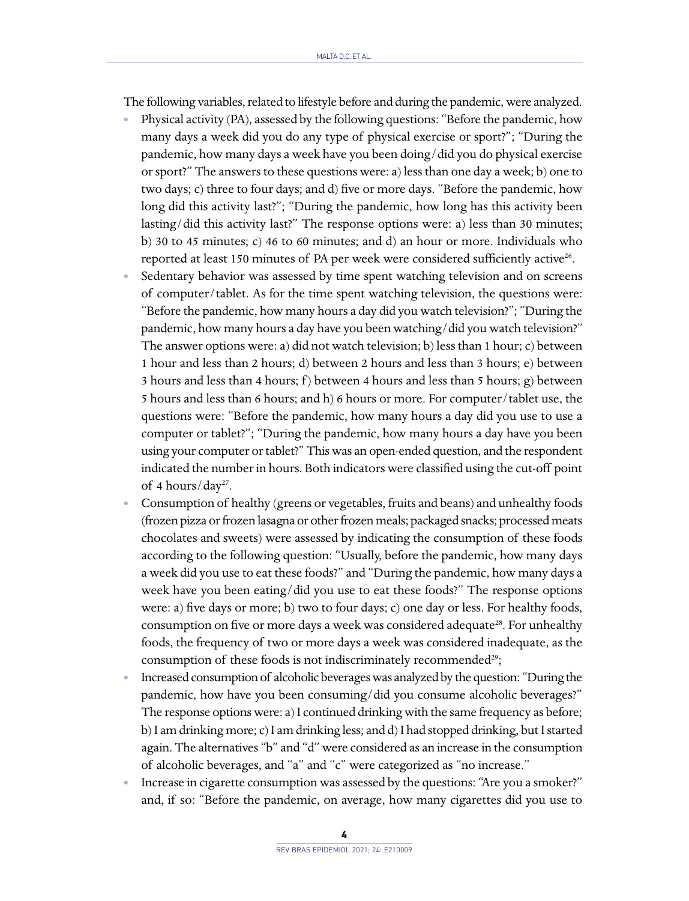The following variables, related to lifestyle before and during the pandemic, were analyzed.

- Physical activity (PA), assessed by the following questions: "Before the pandemic, how many days a week did you do any type of physical exercise or sport?"; "During the pandemic, how many days a week have you been doing/did you do physical exercise or sport?" The answers to these questions were: a) less than one day a week; b) one to two days; c) three to four days; and d) five or more days. "Before the pandemic, how long did this activity last?"; "During the pandemic, how long has this activity been lasting/did this activity last?" The response options were: a) less than 30 minutes; b) 30 to 45 minutes; c) 46 to 60 minutes; and d) an hour or more. Individuals who reported at least 150 minutes of PA per week were considered sufficiently active[26].
- Sedentary behavior was assessed by time spent watching television and on screens of computer/tablet. As for the time spent watching television, the questions were: "Before the pandemic, how many hours a day did you watch television?"; "During the pandemic, how many hours a day have you been watching/did you watch television?" The answer options were: a) did not watch television; b) less than 1 hour; c) between 1 hour and less than 2 hours; d) between 2 hours and less than 3 hours; e) between 3 hours and less than 4 hours; f) between 4 hours and less than 5 hours; g) between 5 hours and less than 6 hours; and h) 6 hours or more. For computer/tablet use, the questions were: "Before the pandemic, how many hours a day did you use to use a computer or tablet?"; "During the pandemic, how many hours a day have you been using your computer or tablet?" This was an open-ended question, and the respondent indicated the number in hours. Both indicators were classified using the cut-off point of 4 hours/day[27].
- Consumption of healthy (greens or vegetables, fruits and beans) and unhealthy foods (frozen pizza or frozen lasagna or other frozen meals; packaged snacks; processed meats chocolates and sweets) were assessed by indicating the consumption of these foods according to the following question: "Usually, before the pandemic, how many days a week did you use to eat these foods?" and "During the pandemic, how many days a week have you been eating/did you use to eat these foods?" The response options were: a) five days or more; b) two to four days; c) one day or less. For healthy foods, consumption on five or more days a week was considered adequate[28]. For unhealthy foods, the frequency of two or more days a week was considered inadequate, as the consumption of these foods is not indiscriminately recommended[29];
- Increased consumption of alcoholic beverages was analyzed by the question: "During the pandemic, how have you been consuming/did you consume alcoholic beverages?" The response options were: a) I continued drinking with the same frequency as before; b) I am drinking more; c) I am drinking less; and d) I had stopped drinking, but I started again. The alternatives "b" and "d" were considered as an increase in the consumption of alcoholic beverages, and "a" and "c" were categorized as "no increase."
- Increase in cigarette consumption was assessed by the questions: "Are you a smoker?" and, if so: "Before the pandemic, on average, how many cigarettes did you use to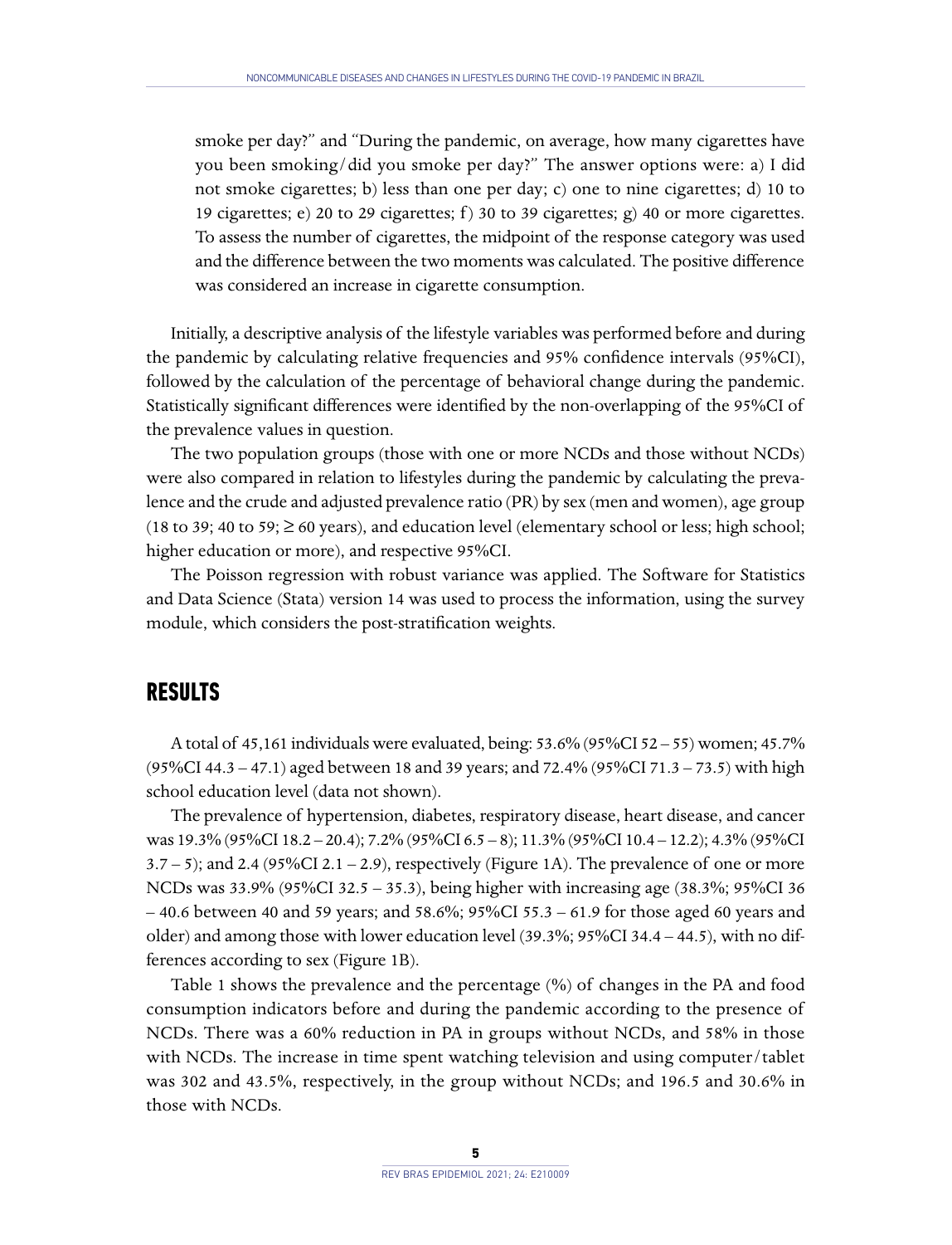smoke per day?" and "During the pandemic, on average, how many cigarettes have you been smoking/did you smoke per day?" The answer options were: a) I did not smoke cigarettes; b) less than one per day; c) one to nine cigarettes; d) 10 to 19 cigarettes; e) 20 to 29 cigarettes; f) 30 to 39 cigarettes; g) 40 or more cigarettes. To assess the number of cigarettes, the midpoint of the response category was used and the difference between the two moments was calculated. The positive difference was considered an increase in cigarette consumption.

Initially, a descriptive analysis of the lifestyle variables was performed before and during the pandemic by calculating relative frequencies and 95% confidence intervals (95%CI), followed by the calculation of the percentage of behavioral change during the pandemic. Statistically significant differences were identified by the non-overlapping of the 95%CI of the prevalence values in question.

The two population groups (those with one or more NCDs and those without NCDs) were also compared in relation to lifestyles during the pandemic by calculating the prevalence and the crude and adjusted prevalence ratio (PR) by sex (men and women), age group (18 to 39; 40 to 59; ≥ 60 years), and education level (elementary school or less; high school; higher education or more), and respective 95%CI.

The Poisson regression with robust variance was applied. The Software for Statistics and Data Science (Stata) version 14 was used to process the information, using the survey module, which considers the post-stratification weights.

## RESULTS

A total of 45,161 individuals were evaluated, being: 53.6% (95%CI 52 – 55) women; 45.7% (95%CI 44.3 – 47.1) aged between 18 and 39 years; and 72.4% (95%CI 71.3 – 73.5) with high school education level (data not shown).

The prevalence of hypertension, diabetes, respiratory disease, heart disease, and cancer was 19.3% (95%CI 18.2 – 20.4); 7.2% (95%CI 6.5 – 8); 11.3% (95%CI 10.4 – 12.2); 4.3% (95%CI 3.7 – 5); and 2.4 (95%CI 2.1 – 2.9), respectively (Figure 1A). The prevalence of one or more NCDs was 33.9% (95%CI 32.5 – 35.3), being higher with increasing age (38.3%; 95%CI 36 – 40.6 between 40 and 59 years; and 58.6%; 95%CI 55.3 – 61.9 for those aged 60 years and older) and among those with lower education level (39.3%; 95%CI 34.4 – 44.5), with no differences according to sex (Figure 1B).

Table 1 shows the prevalence and the percentage (%) of changes in the PA and food consumption indicators before and during the pandemic according to the presence of NCDs. There was a 60% reduction in PA in groups without NCDs, and 58% in those with NCDs. The increase in time spent watching television and using computer/tablet was 302 and 43.5%, respectively, in the group without NCDs; and 196.5 and 30.6% in those with NCDs.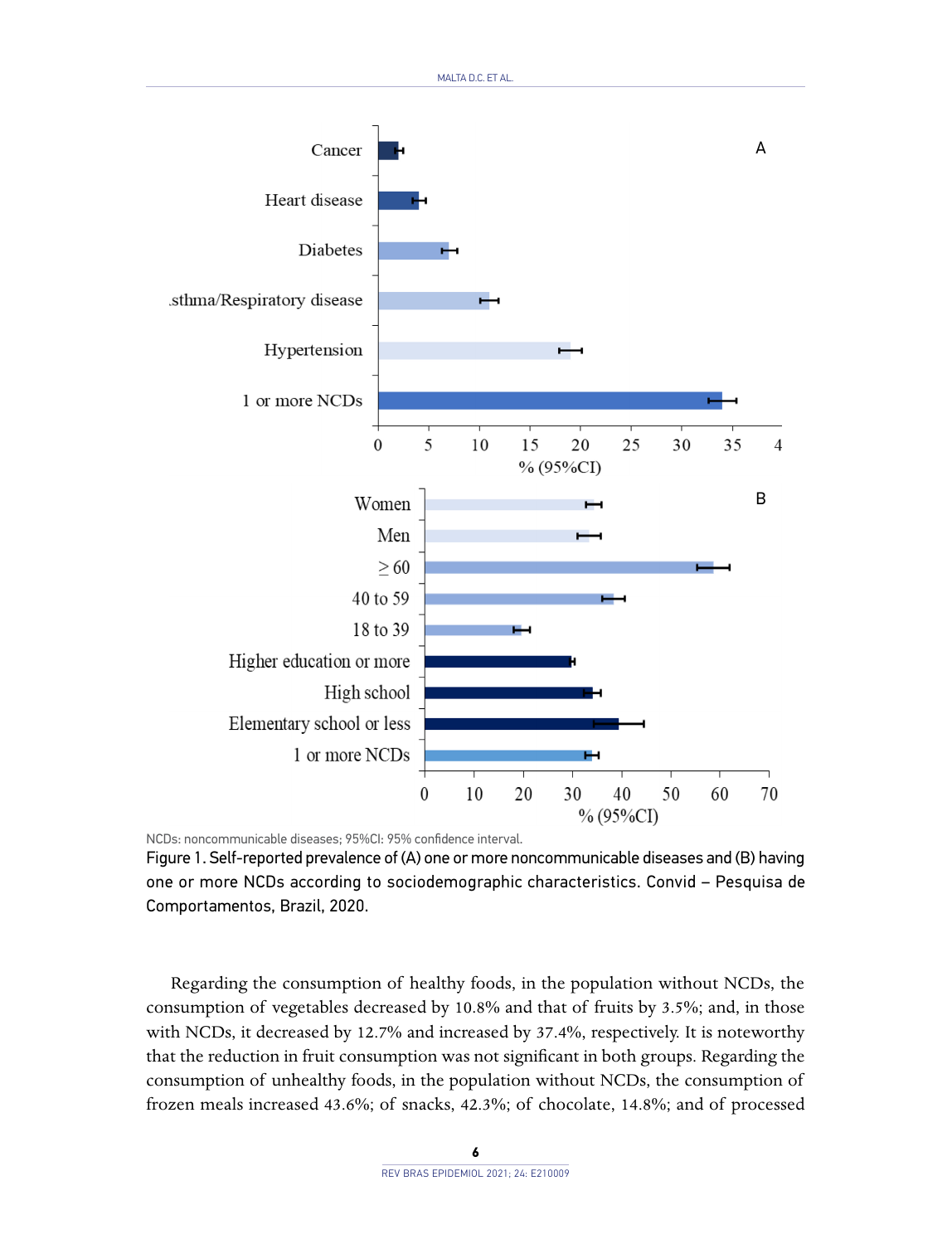NCDs: noncommunicable diseases; 95%CI: 95% confidence interval.

Figure 1. Self-reported prevalence of (A) one or more noncommunicable diseases and (B) having one or more NCDs according to sociodemographic characteristics. Convid – Pesquisa de Comportamentos, Brazil, 2020.

Regarding the consumption of healthy foods, in the population without NCDs, the consumption of vegetables decreased by 10.8% and that of fruits by 3.5%; and, in those with NCDs, it decreased by 12.7% and increased by 37.4%, respectively. It is noteworthy that the reduction in fruit consumption was not significant in both groups. Regarding the consumption of unhealthy foods, in the population without NCDs, the consumption of frozen meals increased 43.6%; of snacks, 42.3%; of chocolate, 14.8%; and of processed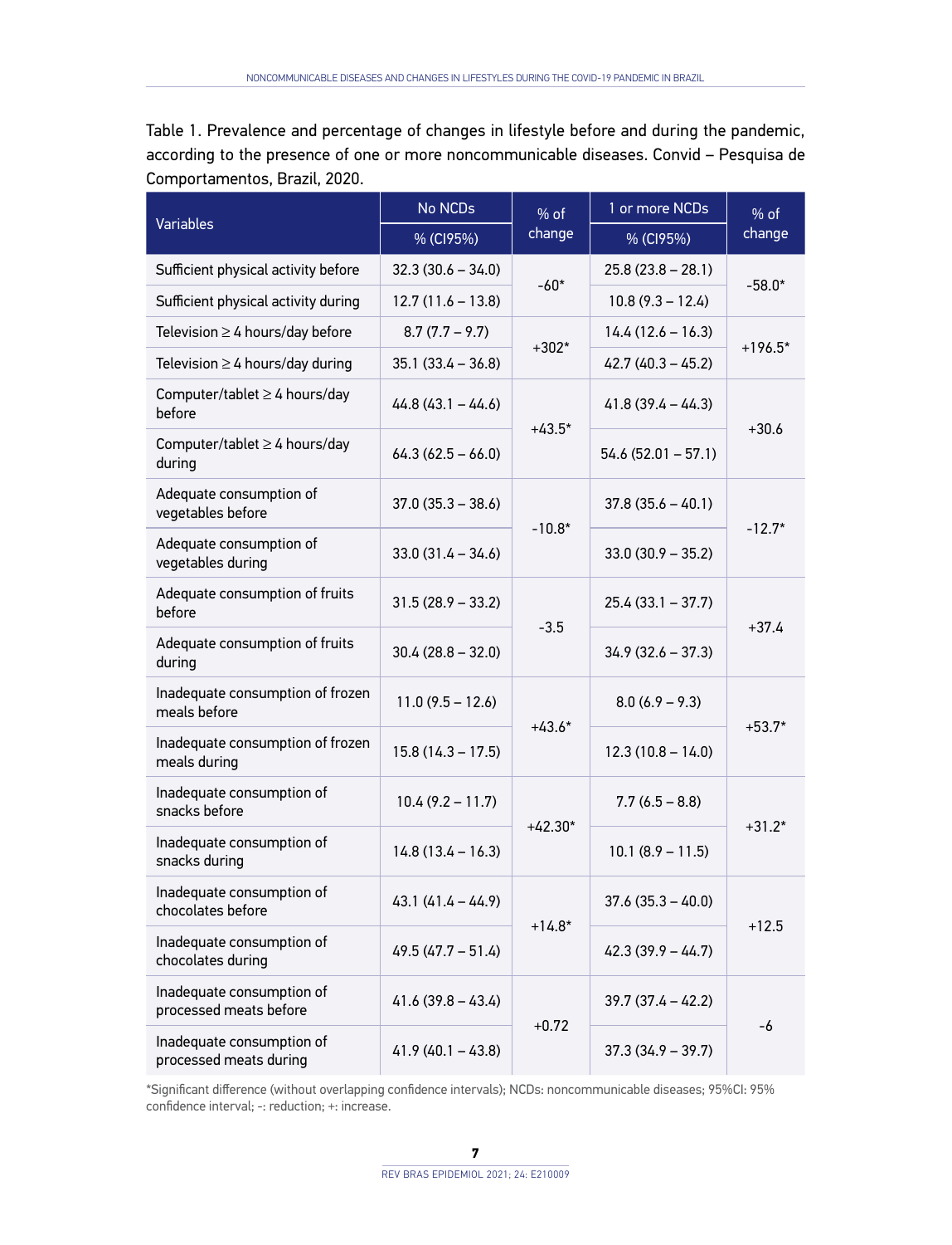Table 1. Prevalence and percentage of changes in lifestyle before and during the pandemic, according to the presence of one or more noncommunicable diseases. Convid – Pesquisa de Comportamentos, Brazil, 2020.

| Variables | No NCDs | % of change | 1 or more NCDs | % of change |
|---|---|---|---|---|
| | % (CI95%) | | % (CI95%) | |
| Sufficient physical activity before | 32.3 (30.6 – 34.0) | -60* | 25.8 (23.8 – 28.1) | -58.0* |
| Sufficient physical activity during | 12.7 (11.6 – 13.8) | | 10.8 (9.3 – 12.4) | |
| Television ≥ 4 hours/day before | 8.7 (7.7 – 9.7) | +302* | 14.4 (12.6 – 16.3) | +196.5* |
| Television ≥ 4 hours/day during | 35.1 (33.4 – 36.8) | | 42.7 (40.3 – 45.2) | |
| Computer/tablet ≥ 4 hours/day before | 44.8 (43.1 – 44.6) | +43.5* | 41.8 (39.4 – 44.3) | +30.6 |
| Computer/tablet ≥ 4 hours/day during | 64.3 (62.5 – 66.0) | | 54.6 (52.01 – 57.1) | |
| Adequate consumption of vegetables before | 37.0 (35.3 – 38.6) | -10.8* | 37.8 (35.6 – 40.1) | -12.7* |
| Adequate consumption of vegetables during | 33.0 (31.4 – 34.6) | | 33.0 (30.9 – 35.2) | |
| Adequate consumption of fruits before | 31.5 (28.9 – 33.2) | -3.5 | 25.4 (33.1 – 37.7) | +37.4 |
| Adequate consumption of fruits during | 30.4 (28.8 – 32.0) | | 34.9 (32.6 – 37.3) | |
| Inadequate consumption of frozen meals before | 11.0 (9.5 – 12.6) | +43.6* | 8.0 (6.9 – 9.3) | +53.7* |
| Inadequate consumption of frozen meals during | 15.8 (14.3 – 17.5) | | 12.3 (10.8 – 14.0) | |
| Inadequate consumption of snacks before | 10.4 (9.2 – 11.7) | +42.30* | 7.7 (6.5 – 8.8) | +31.2* |
| Inadequate consumption of snacks during | 14.8 (13.4 – 16.3) | | 10.1 (8.9 – 11.5) | |
| Inadequate consumption of chocolates before | 43.1 (41.4 – 44.9) | +14.8* | 37.6 (35.3 – 40.0) | +12.5 |
| Inadequate consumption of chocolates during | 49.5 (47.7 – 51.4) | | 42.3 (39.9 – 44.7) | |
| Inadequate consumption of processed meats before | 41.6 (39.8 – 43.4) | +0.72 | 39.7 (37.4 – 42.2) | -6 |
| Inadequate consumption of processed meats during | 41.9 (40.1 – 43.8) | | 37.3 (34.9 – 39.7) | |

*Significant difference (without overlapping confidence intervals); NCDs: noncommunicable diseases; 95%CI: 95% confidence interval; -: reduction; +: increase.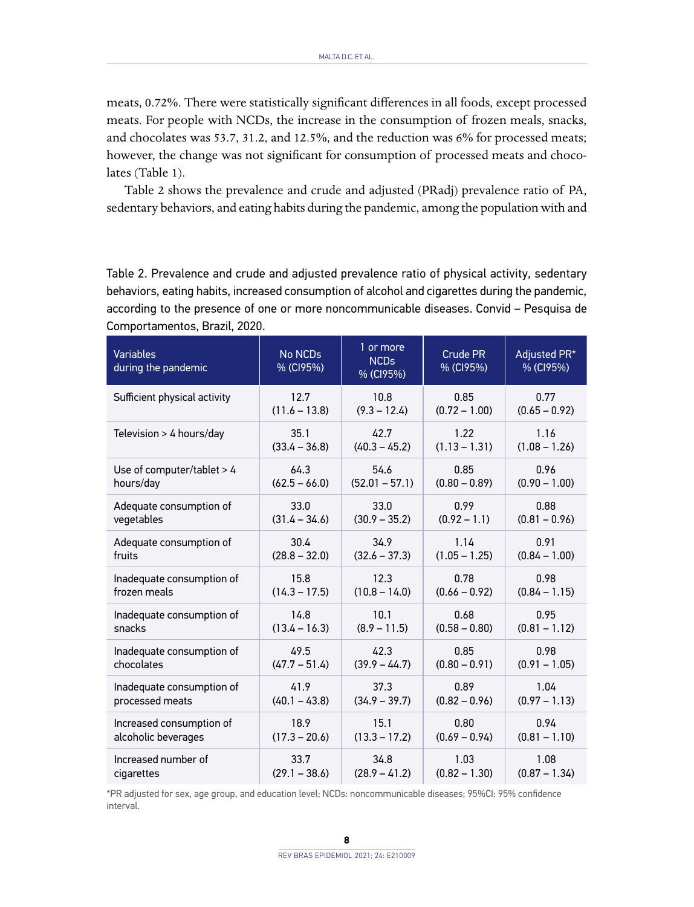meats, 0.72%. There were statistically significant differences in all foods, except processed meats. For people with NCDs, the increase in the consumption of frozen meals, snacks, and chocolates was 53.7, 31.2, and 12.5%, and the reduction was 6% for processed meats; however, the change was not significant for consumption of processed meats and chocolates (Table 1).

Table 2 shows the prevalence and crude and adjusted (PRadj) prevalence ratio of PA, sedentary behaviors, and eating habits during the pandemic, among the population with and

Table 2. Prevalence and crude and adjusted prevalence ratio of physical activity, sedentary behaviors, eating habits, increased consumption of alcohol and cigarettes during the pandemic, according to the presence of one or more noncommunicable diseases. Convid – Pesquisa de Comportamentos, Brazil, 2020.

| Variables during the pandemic | No NCDs % (CI95%) | 1 or more NCDs % (CI95%) | Crude PR % (CI95%) | Adjusted PR* % (CI95%) |
|---|---|---|---|---|
| Sufficient physical activity | 12.7 (11.6 – 13.8) | 10.8 (9.3 – 12.4) | 0.85 (0.72 – 1.00) | 0.77 (0.65 – 0.92) |
| Television > 4 hours/day | 35.1 (33.4 – 36.8) | 42.7 (40.3 – 45.2) | 1.22 (1.13 – 1.31) | 1.16 (1.08 – 1.26) |
| Use of computer/tablet > 4 hours/day | 64.3 (62.5 – 66.0) | 54.6 (52.01 – 57.1) | 0.85 (0.80 – 0.89) | 0.96 (0.90 – 1.00) |
| Adequate consumption of vegetables | 33.0 (31.4 – 34.6) | 33.0 (30.9 – 35.2) | 0.99 (0.92 – 1.1) | 0.88 (0.81 – 0.96) |
| Adequate consumption of fruits | 30.4 (28.8 – 32.0) | 34.9 (32.6 – 37.3) | 1.14 (1.05 – 1.25) | 0.91 (0.84 – 1.00) |
| Inadequate consumption of frozen meals | 15.8 (14.3 – 17.5) | 12.3 (10.8 – 14.0) | 0.78 (0.66 – 0.92) | 0.98 (0.84 – 1.15) |
| Inadequate consumption of snacks | 14.8 (13.4 – 16.3) | 10.1 (8.9 – 11.5) | 0.68 (0.58 – 0.80) | 0.95 (0.81 – 1.12) |
| Inadequate consumption of chocolates | 49.5 (47.7 – 51.4) | 42.3 (39.9 – 44.7) | 0.85 (0.80 – 0.91) | 0.98 (0.91 – 1.05) |
| Inadequate consumption of processed meats | 41.9 (40.1 – 43.8) | 37.3 (34.9 – 39.7) | 0.89 (0.82 – 0.96) | 1.04 (0.97 – 1.13) |
| Increased consumption of alcoholic beverages | 18.9 (17.3 – 20.6) | 15.1 (13.3 – 17.2) | 0.80 (0.69 – 0.94) | 0.94 (0.81 – 1.10) |
| Increased number of cigarettes | 33.7 (29.1 – 38.6) | 34.8 (28.9 – 41.2) | 1.03 (0.82 – 1.30) | 1.08 (0.87 – 1.34) |

*PR adjusted for sex, age group, and education level; NCDs: noncommunicable diseases; 95%CI: 95% confidence interval.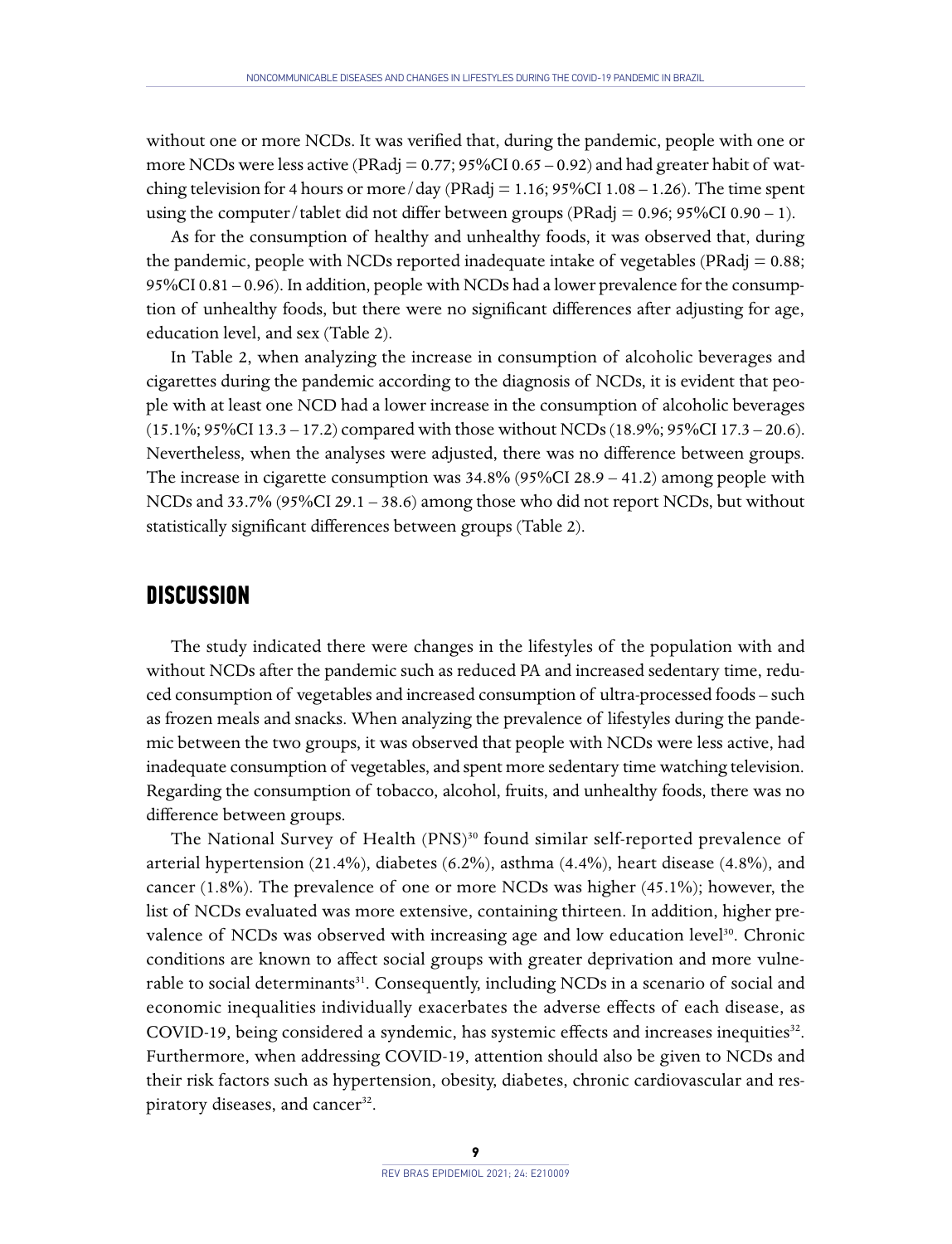without one or more NCDs. It was verified that, during the pandemic, people with one or more NCDs were less active (PRadj = 0.77; 95%CI 0.65 – 0.92) and had greater habit of watching television for 4 hours or more/day (PRadj = 1.16; 95%CI 1.08 – 1.26). The time spent using the computer/tablet did not differ between groups (PRadj = 0.96; 95%CI 0.90 – 1).

As for the consumption of healthy and unhealthy foods, it was observed that, during the pandemic, people with NCDs reported inadequate intake of vegetables (PRadj = 0.88; 95%CI 0.81 – 0.96). In addition, people with NCDs had a lower prevalence for the consumption of unhealthy foods, but there were no significant differences after adjusting for age, education level, and sex (Table 2).

In Table 2, when analyzing the increase in consumption of alcoholic beverages and cigarettes during the pandemic according to the diagnosis of NCDs, it is evident that people with at least one NCD had a lower increase in the consumption of alcoholic beverages (15.1%; 95%CI 13.3 – 17.2) compared with those without NCDs (18.9%; 95%CI 17.3 – 20.6). Nevertheless, when the analyses were adjusted, there was no difference between groups. The increase in cigarette consumption was 34.8% (95%CI 28.9 – 41.2) among people with NCDs and 33.7% (95%CI 29.1 – 38.6) among those who did not report NCDs, but without statistically significant differences between groups (Table 2).

## DISCUSSION

The study indicated there were changes in the lifestyles of the population with and without NCDs after the pandemic such as reduced PA and increased sedentary time, reduced consumption of vegetables and increased consumption of ultra-processed foods – such as frozen meals and snacks. When analyzing the prevalence of lifestyles during the pandemic between the two groups, it was observed that people with NCDs were less active, had inadequate consumption of vegetables, and spent more sedentary time watching television. Regarding the consumption of tobacco, alcohol, fruits, and unhealthy foods, there was no difference between groups.

The National Survey of Health (PNS)[30] found similar self-reported prevalence of arterial hypertension (21.4%), diabetes (6.2%), asthma (4.4%), heart disease (4.8%), and cancer (1.8%). The prevalence of one or more NCDs was higher (45.1%); however, the list of NCDs evaluated was more extensive, containing thirteen. In addition, higher prevalence of NCDs was observed with increasing age and low education level[30]. Chronic conditions are known to affect social groups with greater deprivation and more vulnerable to social determinants[31]. Consequently, including NCDs in a scenario of social and economic inequalities individually exacerbates the adverse effects of each disease, as COVID-19, being considered a syndemic, has systemic effects and increases inequities[32]. Furthermore, when addressing COVID-19, attention should also be given to NCDs and their risk factors such as hypertension, obesity, diabetes, chronic cardiovascular and respiratory diseases, and cancer[32].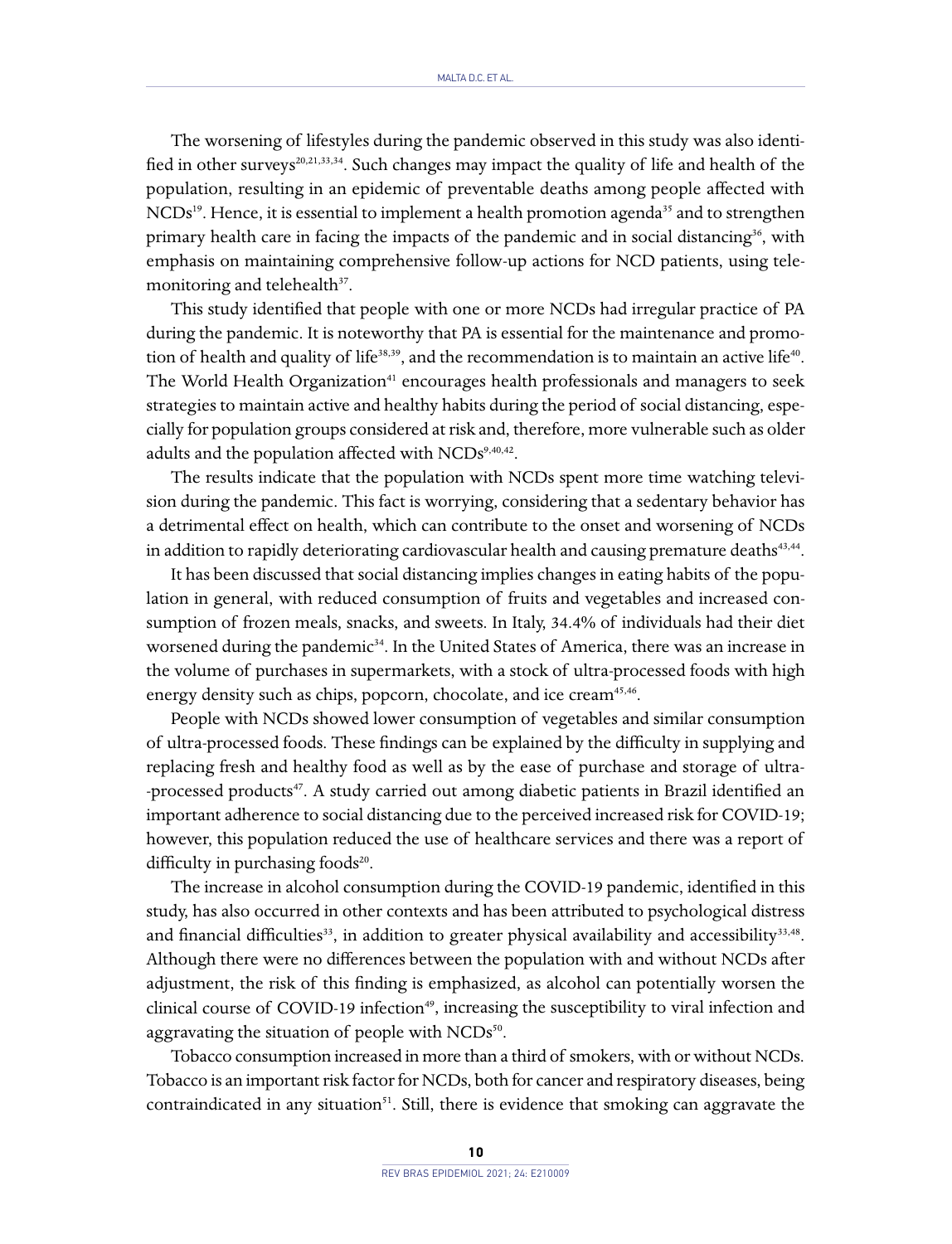The worsening of lifestyles during the pandemic observed in this study was also identified in other surveys[20,21,33,34]. Such changes may impact the quality of life and health of the population, resulting in an epidemic of preventable deaths among people affected with NCDs[19]. Hence, it is essential to implement a health promotion agenda[35] and to strengthen primary health care in facing the impacts of the pandemic and in social distancing[36], with emphasis on maintaining comprehensive follow-up actions for NCD patients, using telemonitoring and telehealth[37].

This study identified that people with one or more NCDs had irregular practice of PA during the pandemic. It is noteworthy that PA is essential for the maintenance and promotion of health and quality of life[38,39], and the recommendation is to maintain an active life[40]. The World Health Organization[41] encourages health professionals and managers to seek strategies to maintain active and healthy habits during the period of social distancing, especially for population groups considered at risk and, therefore, more vulnerable such as older adults and the population affected with NCDs[9,40,42].

The results indicate that the population with NCDs spent more time watching television during the pandemic. This fact is worrying, considering that a sedentary behavior has a detrimental effect on health, which can contribute to the onset and worsening of NCDs in addition to rapidly deteriorating cardiovascular health and causing premature deaths[43,44].

It has been discussed that social distancing implies changes in eating habits of the population in general, with reduced consumption of fruits and vegetables and increased consumption of frozen meals, snacks, and sweets. In Italy, 34.4% of individuals had their diet worsened during the pandemic[34]. In the United States of America, there was an increase in the volume of purchases in supermarkets, with a stock of ultra-processed foods with high energy density such as chips, popcorn, chocolate, and ice cream[45,46].

People with NCDs showed lower consumption of vegetables and similar consumption of ultra-processed foods. These findings can be explained by the difficulty in supplying and replacing fresh and healthy food as well as by the ease of purchase and storage of ultra--processed products[47]. A study carried out among diabetic patients in Brazil identified an important adherence to social distancing due to the perceived increased risk for COVID-19; however, this population reduced the use of healthcare services and there was a report of difficulty in purchasing foods[20].

The increase in alcohol consumption during the COVID-19 pandemic, identified in this study, has also occurred in other contexts and has been attributed to psychological distress and financial difficulties[33], in addition to greater physical availability and accessibility[33,48]. Although there were no differences between the population with and without NCDs after adjustment, the risk of this finding is emphasized, as alcohol can potentially worsen the clinical course of COVID-19 infection[49], increasing the susceptibility to viral infection and aggravating the situation of people with NCDs[50].

Tobacco consumption increased in more than a third of smokers, with or without NCDs. Tobacco is an important risk factor for NCDs, both for cancer and respiratory diseases, being contraindicated in any situation[51]. Still, there is evidence that smoking can aggravate the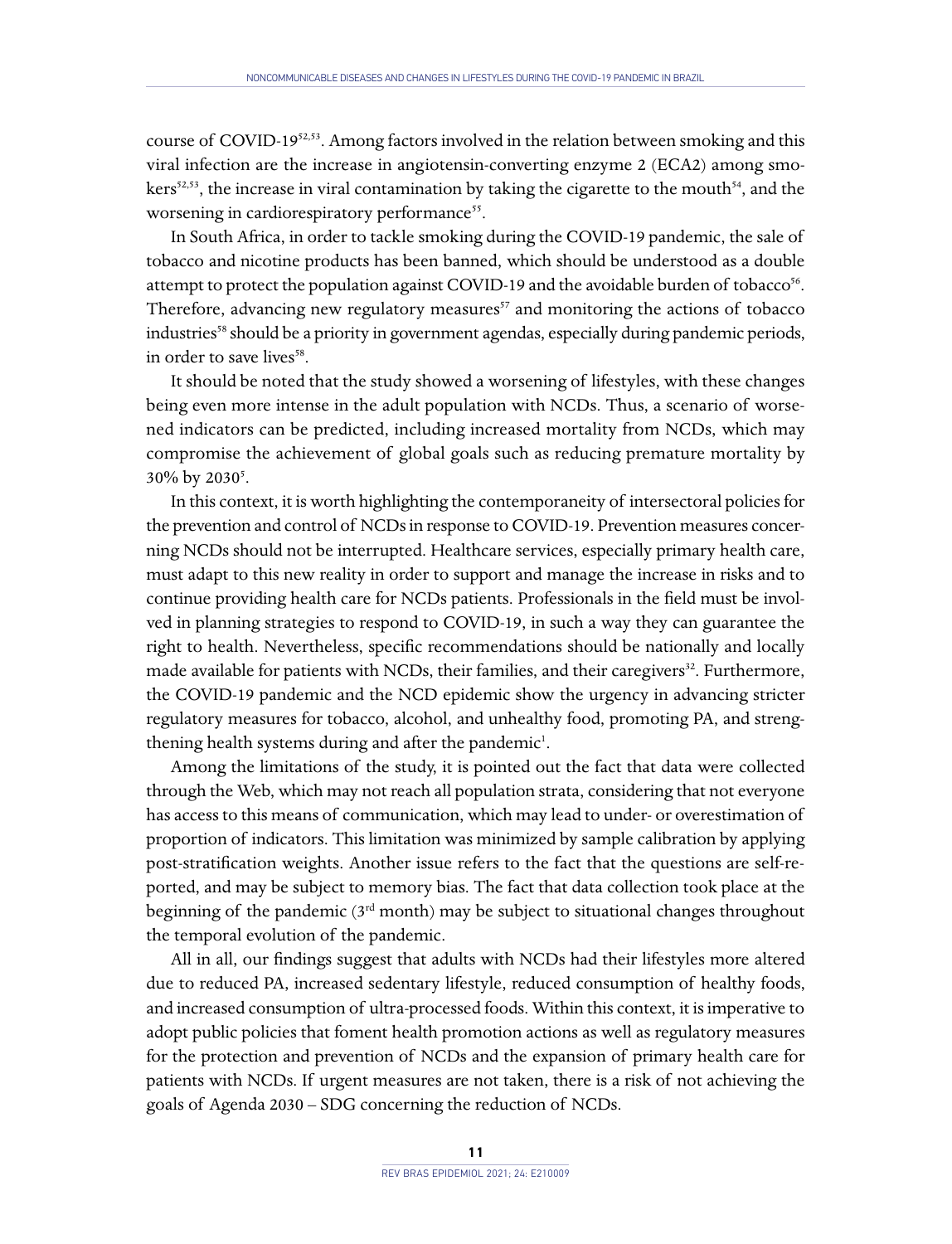course of COVID-19[52,53]. Among factors involved in the relation between smoking and this viral infection are the increase in angiotensin-converting enzyme 2 (ECA2) among smokers[52,53], the increase in viral contamination by taking the cigarette to the mouth[54], and the worsening in cardiorespiratory performance[55].

In South Africa, in order to tackle smoking during the COVID-19 pandemic, the sale of tobacco and nicotine products has been banned, which should be understood as a double attempt to protect the population against COVID-19 and the avoidable burden of tobacco[56]. Therefore, advancing new regulatory measures[57] and monitoring the actions of tobacco industries[58] should be a priority in government agendas, especially during pandemic periods, in order to save lives[58].

It should be noted that the study showed a worsening of lifestyles, with these changes being even more intense in the adult population with NCDs. Thus, a scenario of worsened indicators can be predicted, including increased mortality from NCDs, which may compromise the achievement of global goals such as reducing premature mortality by 30% by 2030[5].

In this context, it is worth highlighting the contemporaneity of intersectoral policies for the prevention and control of NCDs in response to COVID-19. Prevention measures concerning NCDs should not be interrupted. Healthcare services, especially primary health care, must adapt to this new reality in order to support and manage the increase in risks and to continue providing health care for NCDs patients. Professionals in the field must be involved in planning strategies to respond to COVID-19, in such a way they can guarantee the right to health. Nevertheless, specific recommendations should be nationally and locally made available for patients with NCDs, their families, and their caregivers[32]. Furthermore, the COVID-19 pandemic and the NCD epidemic show the urgency in advancing stricter regulatory measures for tobacco, alcohol, and unhealthy food, promoting PA, and strengthening health systems during and after the pandemic[1].

Among the limitations of the study, it is pointed out the fact that data were collected through the Web, which may not reach all population strata, considering that not everyone has access to this means of communication, which may lead to under- or overestimation of proportion of indicators. This limitation was minimized by sample calibration by applying post-stratification weights. Another issue refers to the fact that the questions are self-reported, and may be subject to memory bias. The fact that data collection took place at the beginning of the pandemic (3rd month) may be subject to situational changes throughout the temporal evolution of the pandemic.

All in all, our findings suggest that adults with NCDs had their lifestyles more altered due to reduced PA, increased sedentary lifestyle, reduced consumption of healthy foods, and increased consumption of ultra-processed foods. Within this context, it is imperative to adopt public policies that foment health promotion actions as well as regulatory measures for the protection and prevention of NCDs and the expansion of primary health care for patients with NCDs. If urgent measures are not taken, there is a risk of not achieving the goals of Agenda 2030 – SDG concerning the reduction of NCDs.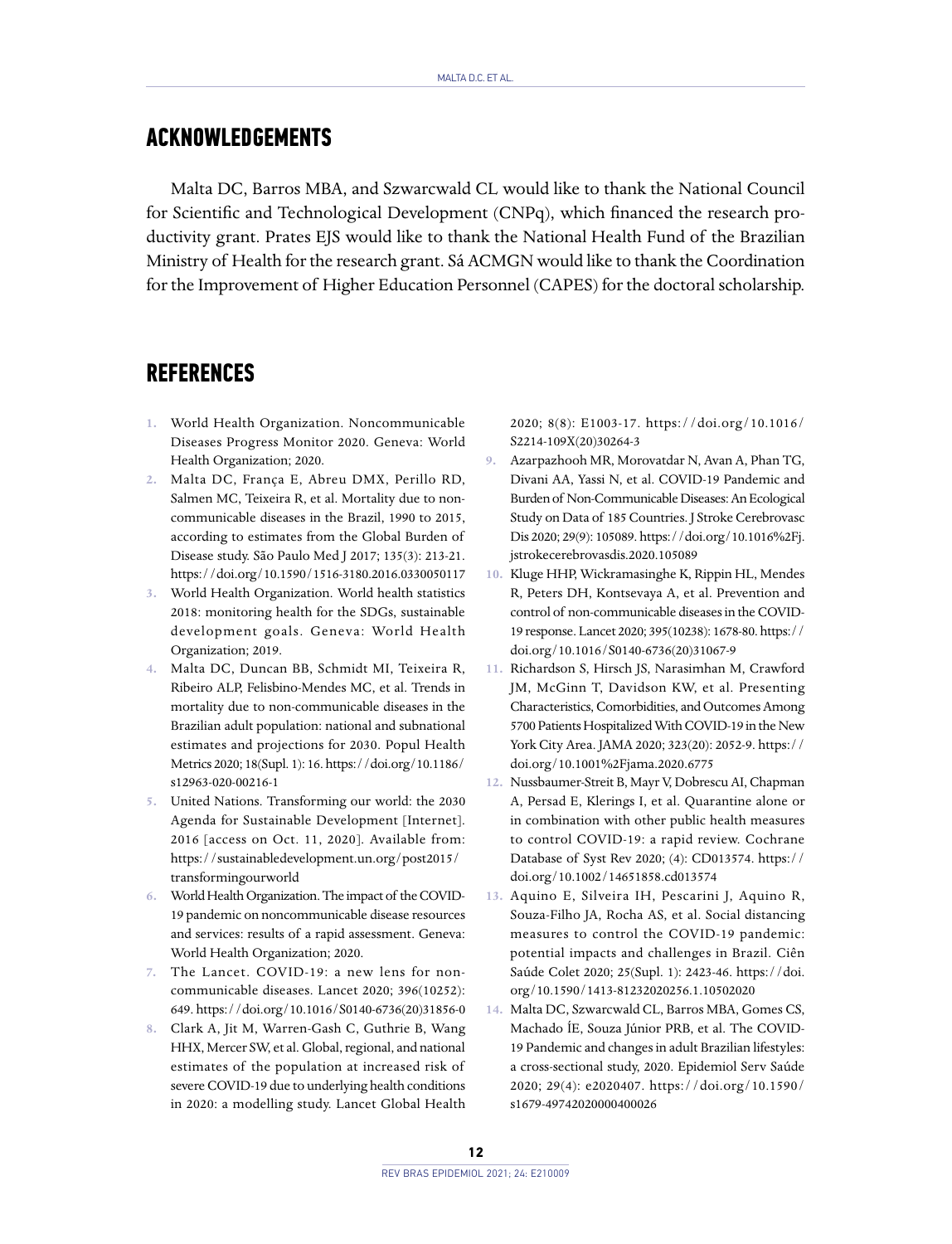## ACKNOWLEDGEMENTS

Malta DC, Barros MBA, and Szwarcwald CL would like to thank the National Council for Scientific and Technological Development (CNPq), which financed the research productivity grant. Prates EJS would like to thank the National Health Fund of the Brazilian Ministry of Health for the research grant. Sá ACMGN would like to thank the Coordination for the Improvement of Higher Education Personnel (CAPES) for the doctoral scholarship.

## REFERENCES

1. World Health Organization. Noncommunicable Diseases Progress Monitor 2020. Geneva: World Health Organization; 2020.
2. Malta DC, França E, Abreu DMX, Perillo RD, Salmen MC, Teixeira R, et al. Mortality due to noncommunicable diseases in the Brazil, 1990 to 2015, according to estimates from the Global Burden of Disease study. São Paulo Med J 2017; 135(3): 213-21. https://doi.org/10.1590/1516-3180.2016.0330050117
3. World Health Organization. World health statistics 2018: monitoring health for the SDGs, sustainable development goals. Geneva: World Health Organization; 2019.
4. Malta DC, Duncan BB, Schmidt MI, Teixeira R, Ribeiro ALP, Felisbino-Mendes MC, et al. Trends in mortality due to non-communicable diseases in the Brazilian adult population: national and subnational estimates and projections for 2030. Popul Health Metrics 2020; 18(Supl. 1): 16. https://doi.org/10.1186/s12963-020-00216-1
5. United Nations. Transforming our world: the 2030 Agenda for Sustainable Development [Internet]. 2016 [access on Oct. 11, 2020]. Available from: https://sustainabledevelopment.un.org/post2015/transformingourworld
6. World Health Organization. The impact of the COVID-19 pandemic on noncommunicable disease resources and services: results of a rapid assessment. Geneva: World Health Organization; 2020.
7. The Lancet. COVID-19: a new lens for non-communicable diseases. Lancet 2020; 396(10252): 649. https://doi.org/10.1016/S0140-6736(20)31856-0
8. Clark A, Jit M, Warren-Gash C, Guthrie B, Wang HHX, Mercer SW, et al. Global, regional, and national estimates of the population at increased risk of severe COVID-19 due to underlying health conditions in 2020: a modelling study. Lancet Global Health 2020; 8(8): E1003-17. https://doi.org/10.1016/S2214-109X(20)30264-3
9. Azarpazhooh MR, Morovatdar N, Avan A, Phan TG, Divani AA, Yassi N, et al. COVID-19 Pandemic and Burden of Non-Communicable Diseases: An Ecological Study on Data of 185 Countries. J Stroke Cerebrovasc Dis 2020; 29(9): 105089. https://doi.org/10.1016%2Fj.jstrokecerebrovasdis.2020.105089
10. Kluge HHP, Wickramasinghe K, Rippin HL, Mendes R, Peters DH, Kontsevaya A, et al. Prevention and control of non-communicable diseases in the COVID-19 response. Lancet 2020; 395(10238): 1678-80. https://doi.org/10.1016/S0140-6736(20)31067-9
11. Richardson S, Hirsch JS, Narasimhan M, Crawford JM, McGinn T, Davidson KW, et al. Presenting Characteristics, Comorbidities, and Outcomes Among 5700 Patients Hospitalized With COVID-19 in the New York City Area. JAMA 2020; 323(20): 2052-9. https://doi.org/10.1001%2Fjama.2020.6775
12. Nussbaumer-Streit B, Mayr V, Dobrescu AI, Chapman A, Persad E, Klerings I, et al. Quarantine alone or in combination with other public health measures to control COVID-19: a rapid review. Cochrane Database of Syst Rev 2020; (4): CD013574. https://doi.org/10.1002/14651858.cd013574
13. Aquino E, Silveira IH, Pescarini J, Aquino R, Souza-Filho JA, Rocha AS, et al. Social distancing measures to control the COVID-19 pandemic: potential impacts and challenges in Brazil. Ciên Saúde Colet 2020; 25(Supl. 1): 2423-46. https://doi.org/10.1590/1413-81232020256.1.10502020
14. Malta DC, Szwarcwald CL, Barros MBA, Gomes CS, Machado ÍE, Souza Júnior PRB, et al. The COVID-19 Pandemic and changes in adult Brazilian lifestyles: a cross-sectional study, 2020. Epidemiol Serv Saúde 2020; 29(4): e2020407. https://doi.org/10.1590/s1679-49742020000400026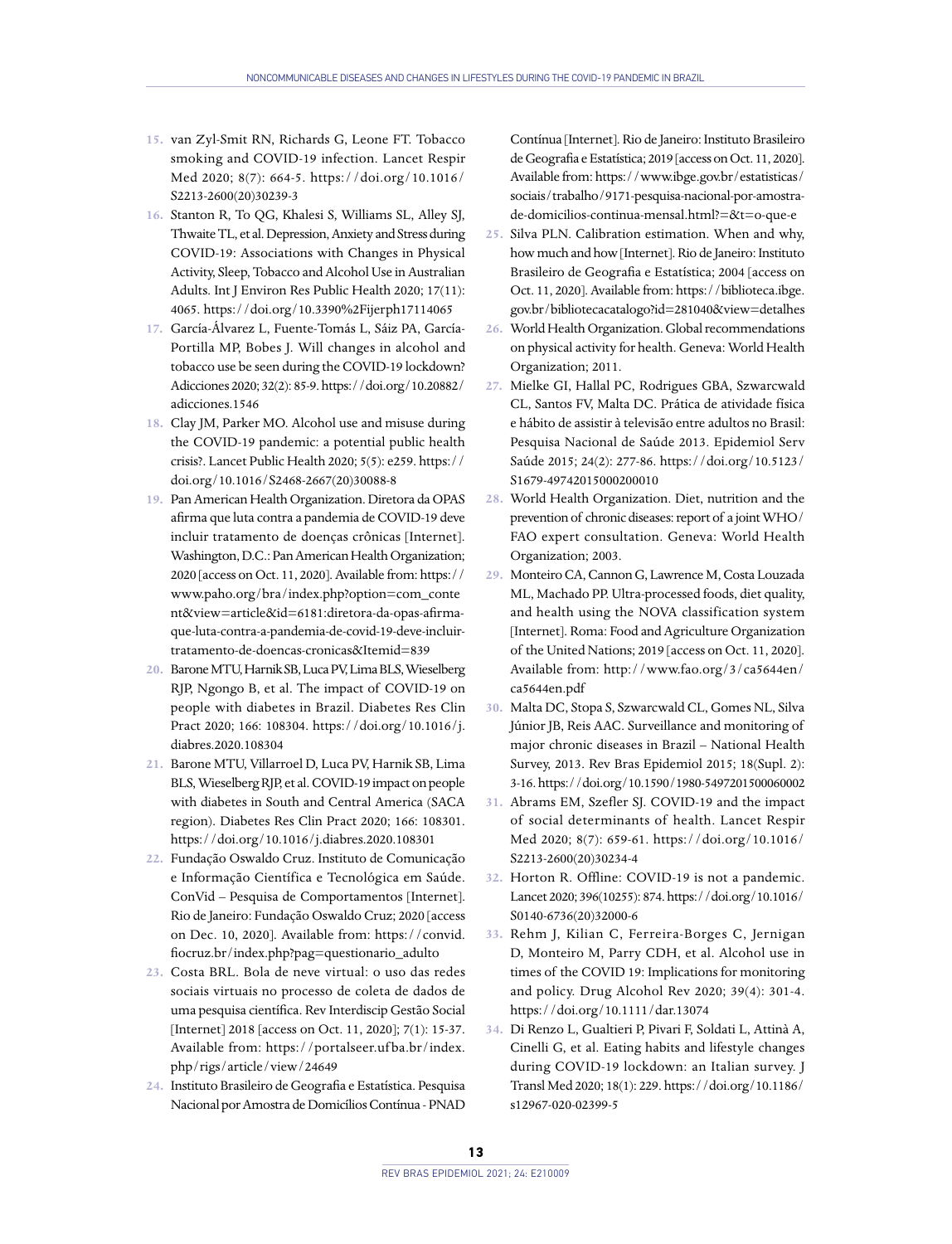15. van Zyl-Smit RN, Richards G, Leone FT. Tobacco smoking and COVID-19 infection. Lancet Respir Med 2020; 8(7): 664-5. https://doi.org/10.1016/S2213-2600(20)30239-3
16. Stanton R, To QG, Khalesi S, Williams SL, Alley SJ, Thwaite TL, et al. Depression, Anxiety and Stress during COVID-19: Associations with Changes in Physical Activity, Sleep, Tobacco and Alcohol Use in Australian Adults. Int J Environ Res Public Health 2020; 17(11): 4065. https://doi.org/10.3390%2Fijerph17114065
17. García-Álvarez L, Fuente-Tomás L, Sáiz PA, García-Portilla MP, Bobes J. Will changes in alcohol and tobacco use be seen during the COVID-19 lockdown? Adicciones 2020; 32(2): 85-9. https://doi.org/10.20882/adicciones.1546
18. Clay JM, Parker MO. Alcohol use and misuse during the COVID-19 pandemic: a potential public health crisis?. Lancet Public Health 2020; 5(5): e259. https://doi.org/10.1016/S2468-2667(20)30088-8
19. Pan American Health Organization. Diretora da OPAS afirma que luta contra a pandemia de COVID-19 deve incluir tratamento de doenças crônicas [Internet]. Washington, D.C.: Pan American Health Organization; 2020 [access on Oct. 11, 2020]. Available from: https://www.paho.org/bra/index.php?option=com_content&view=article&id=6181:diretora-da-opas-afirma-que-luta-contra-a-pandemia-de-covid-19-deve-incluir-tratamento-de-doencas-cronicas&Itemid=839
20. Barone MTU, Harnik SB, Luca PV, Lima BLS, Wieselberg RJP, Ngongo B, et al. The impact of COVID-19 on people with diabetes in Brazil. Diabetes Res Clin Pract 2020; 166: 108304. https://doi.org/10.1016/j.diabres.2020.108304
21. Barone MTU, Villarroel D, Luca PV, Harnik SB, Lima BLS, Wieselberg RJP, et al. COVID-19 impact on people with diabetes in South and Central America (SACA region). Diabetes Res Clin Pract 2020; 166: 108301. https://doi.org/10.1016/j.diabres.2020.108301
22. Fundação Oswaldo Cruz. Instituto de Comunicação e Informação Científica e Tecnológica em Saúde. ConVid – Pesquisa de Comportamentos [Internet]. Rio de Janeiro: Fundação Oswaldo Cruz; 2020 [access on Dec. 10, 2020]. Available from: https://convid.fiocruz.br/index.php?pag=questionario_adulto
23. Costa BRL. Bola de neve virtual: o uso das redes sociais virtuais no processo de coleta de dados de uma pesquisa científica. Rev Interdiscip Gestão Social [Internet] 2018 [access on Oct. 11, 2020]; 7(1): 15-37. Available from: https://portalseer.ufba.br/index.php/rigs/article/view/24649
24. Instituto Brasileiro de Geografia e Estatística. Pesquisa Nacional por Amostra de Domicílios Contínua - PNAD Contínua [Internet]. Rio de Janeiro: Instituto Brasileiro de Geografia e Estatística; 2019 [access on Oct. 11, 2020]. Available from: https://www.ibge.gov.br/estatisticas/sociais/trabalho/9171-pesquisa-nacional-por-amostra-de-domicilios-continua-mensal.html?=&t=o-que-e
25. Silva PLN. Calibration estimation. When and why, how much and how [Internet]. Rio de Janeiro: Instituto Brasileiro de Geografia e Estatística; 2004 [access on Oct. 11, 2020]. Available from: https://biblioteca.ibge.gov.br/bibliotecacatalogo?id=281040&view=detalhes
26. World Health Organization. Global recommendations on physical activity for health. Geneva: World Health Organization; 2011.
27. Mielke GI, Hallal PC, Rodrigues GBA, Szwarcwald CL, Santos FV, Malta DC. Prática de atividade física e hábito de assistir à televisão entre adultos no Brasil: Pesquisa Nacional de Saúde 2013. Epidemiol Serv Saúde 2015; 24(2): 277-86. https://doi.org/10.5123/S1679-49742015000200010
28. World Health Organization. Diet, nutrition and the prevention of chronic diseases: report of a joint WHO/FAO expert consultation. Geneva: World Health Organization; 2003.
29. Monteiro CA, Cannon G, Lawrence M, Costa Louzada ML, Machado PP. Ultra-processed foods, diet quality, and health using the NOVA classification system [Internet]. Roma: Food and Agriculture Organization of the United Nations; 2019 [access on Oct. 11, 2020]. Available from: http://www.fao.org/3/ca5644en/ca5644en.pdf
30. Malta DC, Stopa S, Szwarcwald CL, Gomes NL, Silva Júnior JB, Reis AAC. Surveillance and monitoring of major chronic diseases in Brazil – National Health Survey, 2013. Rev Bras Epidemiol 2015; 18(Supl. 2): 3-16. https://doi.org/10.1590/1980-5497201500060002
31. Abrams EM, Szefler SJ. COVID-19 and the impact of social determinants of health. Lancet Respir Med 2020; 8(7): 659-61. https://doi.org/10.1016/S2213-2600(20)30234-4
32. Horton R. Offline: COVID-19 is not a pandemic. Lancet 2020; 396(10255): 874. https://doi.org/10.1016/S0140-6736(20)32000-6
33. Rehm J, Kilian C, Ferreira-Borges C, Jernigan D, Monteiro M, Parry CDH, et al. Alcohol use in times of the COVID 19: Implications for monitoring and policy. Drug Alcohol Rev 2020; 39(4): 301-4. https://doi.org/10.1111/dar.13074
34. Di Renzo L, Gualtieri P, Pivari F, Soldati L, Attinà A, Cinelli G, et al. Eating habits and lifestyle changes during COVID-19 lockdown: an Italian survey. J Transl Med 2020; 18(1): 229. https://doi.org/10.1186/s12967-020-02399-5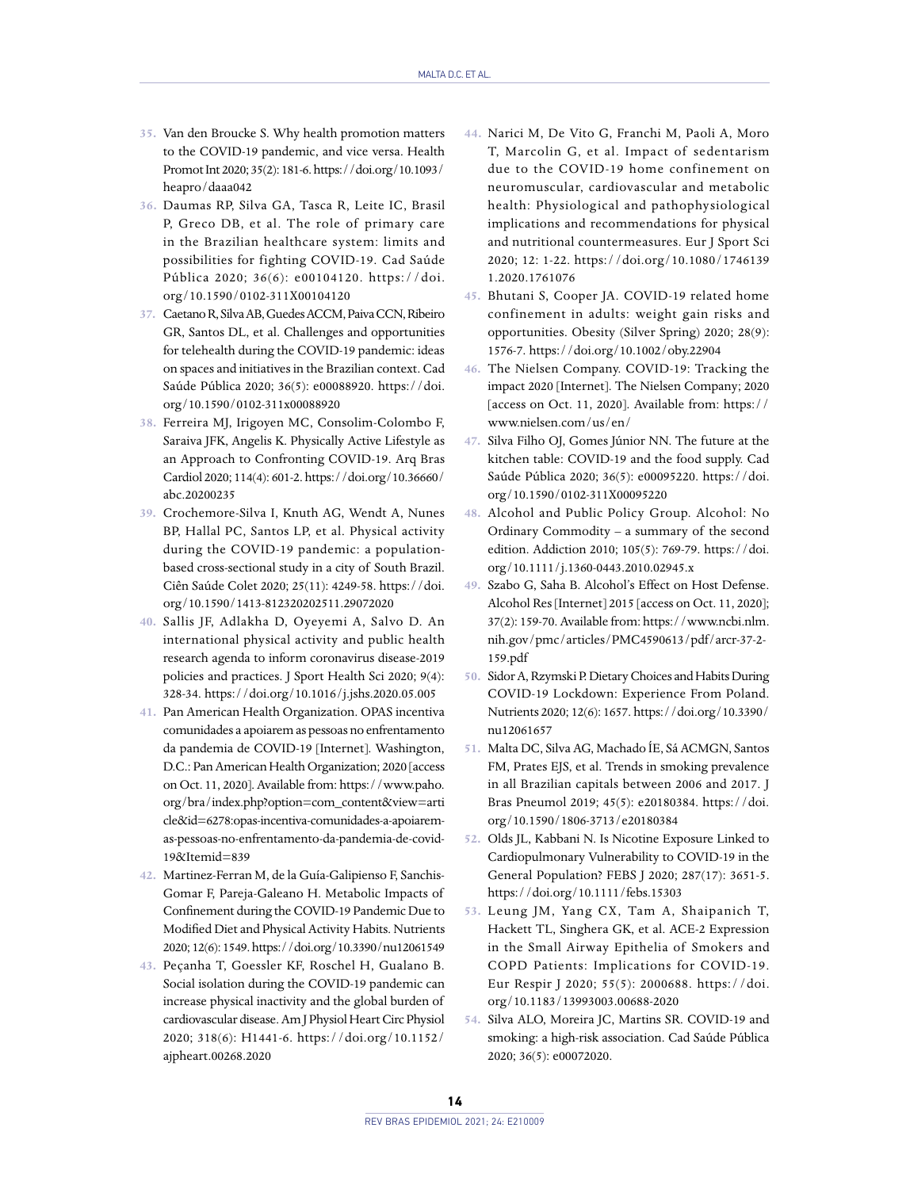35. Van den Broucke S. Why health promotion matters to the COVID-19 pandemic, and vice versa. Health Promot Int 2020; 35(2): 181-6. https://doi.org/10.1093/heapro/daaa042
36. Daumas RP, Silva GA, Tasca R, Leite IC, Brasil P, Greco DB, et al. The role of primary care in the Brazilian healthcare system: limits and possibilities for fighting COVID-19. Cad Saúde Pública 2020; 36(6): e00104120. https://doi.org/10.1590/0102-311X00104120
37. Caetano R, Silva AB, Guedes ACCM, Paiva CCN, Ribeiro GR, Santos DL, et al. Challenges and opportunities for telehealth during the COVID-19 pandemic: ideas on spaces and initiatives in the Brazilian context. Cad Saúde Pública 2020; 36(5): e00088920. https://doi.org/10.1590/0102-311x00088920
38. Ferreira MJ, Irigoyen MC, Consolim-Colombo F, Saraiva JFK, Angelis K. Physically Active Lifestyle as an Approach to Confronting COVID-19. Arq Bras Cardiol 2020; 114(4): 601-2. https://doi.org/10.36660/abc.20200235
39. Crochemore-Silva I, Knuth AG, Wendt A, Nunes BP, Hallal PC, Santos LP, et al. Physical activity during the COVID-19 pandemic: a population-based cross-sectional study in a city of South Brazil. Ciên Saúde Colet 2020; 25(11): 4249-58. https://doi.org/10.1590/1413-812320202511.29072020
40. Sallis JF, Adlakha D, Oyeyemi A, Salvo D. An international physical activity and public health research agenda to inform coronavirus disease-2019 policies and practices. J Sport Health Sci 2020; 9(4): 328-34. https://doi.org/10.1016/j.jshs.2020.05.005
41. Pan American Health Organization. OPAS incentiva comunidades a apoiarem as pessoas no enfrentamento da pandemia de COVID-19 [Internet]. Washington, D.C.: Pan American Health Organization; 2020 [access on Oct. 11, 2020]. Available from: https://www.paho.org/bra/index.php?option=com_content&view=article&id=6278:opas-incentiva-comunidades-a-apoiarem-as-pessoas-no-enfrentamento-da-pandemia-de-covid-19&Itemid=839
42. Martinez-Ferran M, de la Guía-Galipienso F, Sanchis-Gomar F, Pareja-Galeano H. Metabolic Impacts of Confinement during the COVID-19 Pandemic Due to Modified Diet and Physical Activity Habits. Nutrients 2020; 12(6): 1549. https://doi.org/10.3390/nu12061549
43. Peçanha T, Goessler KF, Roschel H, Gualano B. Social isolation during the COVID-19 pandemic can increase physical inactivity and the global burden of cardiovascular disease. Am J Physiol Heart Circ Physiol 2020; 318(6): H1441-6. https://doi.org/10.1152/ajpheart.00268.2020
44. Narici M, De Vito G, Franchi M, Paoli A, Moro T, Marcolin G, et al. Impact of sedentarism due to the COVID-19 home confinement on neuromuscular, cardiovascular and metabolic health: Physiological and pathophysiological implications and recommendations for physical and nutritional countermeasures. Eur J Sport Sci 2020; 12: 1-22. https://doi.org/10.1080/17461391.2020.1761076
45. Bhutani S, Cooper JA. COVID-19 related home confinement in adults: weight gain risks and opportunities. Obesity (Silver Spring) 2020; 28(9): 1576-7. https://doi.org/10.1002/oby.22904
46. The Nielsen Company. COVID-19: Tracking the impact 2020 [Internet]. The Nielsen Company; 2020 [access on Oct. 11, 2020]. Available from: https://www.nielsen.com/us/en/
47. Silva Filho OJ, Gomes Júnior NN. The future at the kitchen table: COVID-19 and the food supply. Cad Saúde Pública 2020; 36(5): e00095220. https://doi.org/10.1590/0102-311X00095220
48. Alcohol and Public Policy Group. Alcohol: No Ordinary Commodity – a summary of the second edition. Addiction 2010; 105(5): 769-79. https://doi.org/10.1111/j.1360-0443.2010.02945.x
49. Szabo G, Saha B. Alcohol's Effect on Host Defense. Alcohol Res [Internet] 2015 [access on Oct. 11, 2020]; 37(2): 159-70. Available from: https://www.ncbi.nlm.nih.gov/pmc/articles/PMC4590613/pdf/arcr-37-2-159.pdf
50. Sidor A, Rzymski P. Dietary Choices and Habits During COVID-19 Lockdown: Experience From Poland. Nutrients 2020; 12(6): 1657. https://doi.org/10.3390/nu12061657
51. Malta DC, Silva AG, Machado ÍE, Sá ACMGN, Santos FM, Prates EJS, et al. Trends in smoking prevalence in all Brazilian capitals between 2006 and 2017. J Bras Pneumol 2019; 45(5): e20180384. https://doi.org/10.1590/1806-3713/e20180384
52. Olds JL, Kabbani N. Is Nicotine Exposure Linked to Cardiopulmonary Vulnerability to COVID-19 in the General Population? FEBS J 2020; 287(17): 3651-5. https://doi.org/10.1111/febs.15303
53. Leung JM, Yang CX, Tam A, Shaipanich T, Hackett TL, Singhera GK, et al. ACE-2 Expression in the Small Airway Epithelia of Smokers and COPD Patients: Implications for COVID-19. Eur Respir J 2020; 55(5): 2000688. https://doi.org/10.1183/13993003.00688-2020
54. Silva ALO, Moreira JC, Martins SR. COVID-19 and smoking: a high-risk association. Cad Saúde Pública 2020; 36(5): e00072020.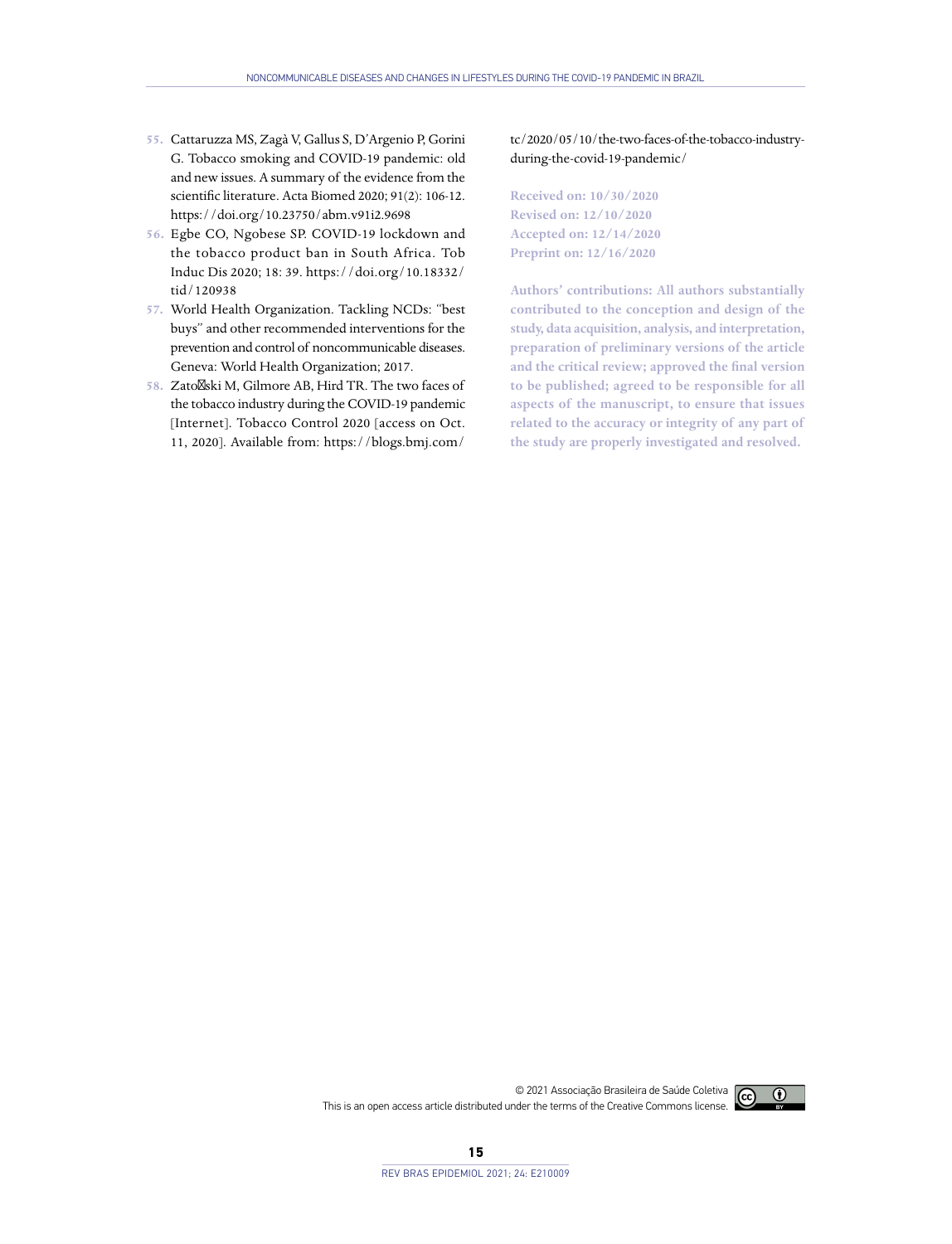55. Cattaruzza MS, Zagà V, Gallus S, D'Argenio P, Gorini G. Tobacco smoking and COVID-19 pandemic: old and new issues. A summary of the evidence from the scientific literature. Acta Biomed 2020; 91(2): 106-12. https://doi.org/10.23750/abm.v91i2.9698
56. Egbe CO, Ngobese SP. COVID-19 lockdown and the tobacco product ban in South Africa. Tob Induc Dis 2020; 18: 39. https://doi.org/10.18332/tid/120938
57. World Health Organization. Tackling NCDs: "best buys" and other recommended interventions for the prevention and control of noncommunicable diseases. Geneva: World Health Organization; 2017.
58. Zato�ski M, Gilmore AB, Hird TR. The two faces of the tobacco industry during the COVID-19 pandemic [Internet]. Tobacco Control 2020 [access on Oct. 11, 2020]. Available from: https://blogs.bmj.com/tc/2020/05/10/the-two-faces-of-the-tobacco-industry-during-the-covid-19-pandemic/

**Received on: 10/30/2020**
**Revised on: 12/10/2020**
**Accepted on: 12/14/2020**
**Preprint on: 12/16/2020**

**Authors' contributions: All authors substantially contributed to the conception and design of the study, data acquisition, analysis, and interpretation, preparation of preliminary versions of the article and the critical review; approved the final version to be published; agreed to be responsible for all aspects of the manuscript, to ensure that issues related to the accuracy or integrity of any part of the study are properly investigated and resolved.**

© 2021 Associação Brasileira de Saúde Coletiva
This is an open access article distributed under the terms of the Creative Commons license.